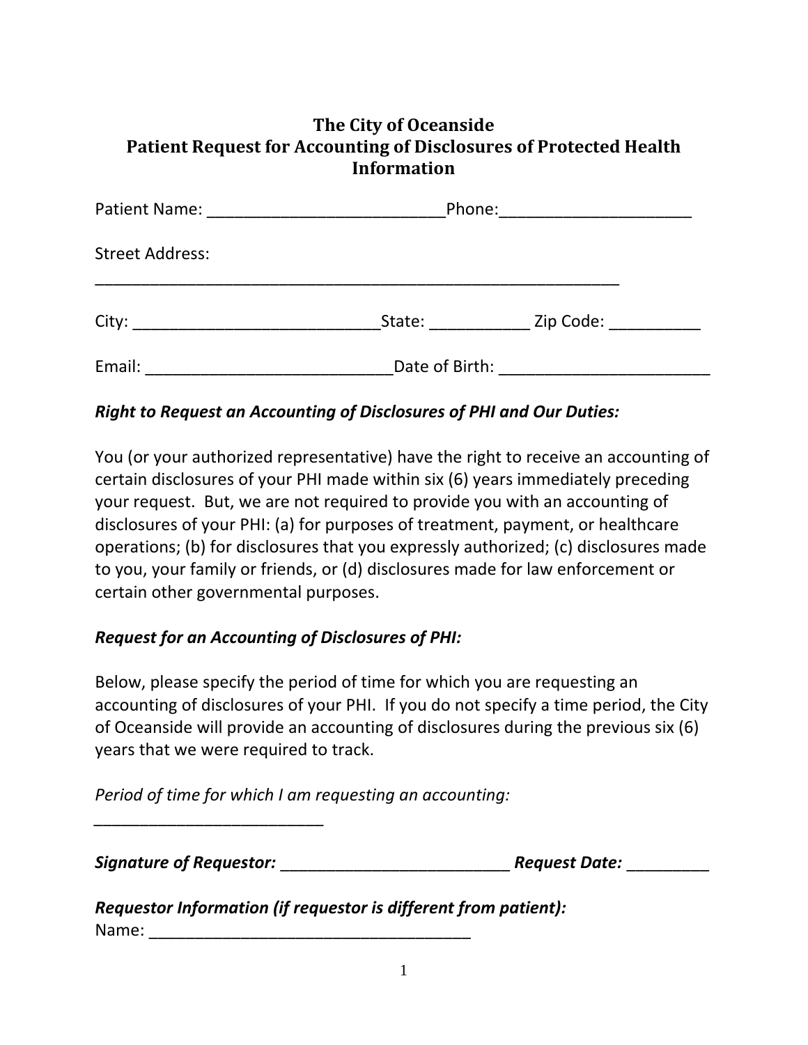# The City of Oceanside
## Patient Request for Accounting of Disclosures of Protected Health Information

Patient Name: ___________________________Phone:_____________________

Street Address:

_____________________________________________________________

City: ____________________________State: ___________ Zip Code: __________

Email: ___________________________Date of Birth: _______________________

***Right to Request an Accounting of Disclosures of PHI and Our Duties:***

You (or your authorized representative) have the right to receive an accounting of certain disclosures of your PHI made within six (6) years immediately preceding your request. But, we are not required to provide you with an accounting of disclosures of your PHI: (a) for purposes of treatment, payment, or healthcare operations; (b) for disclosures that you expressly authorized; (c) disclosures made to you, your family or friends, or (d) disclosures made for law enforcement or certain other governmental purposes.

***Request for an Accounting of Disclosures of PHI:***

Below, please specify the period of time for which you are requesting an accounting of disclosures of your PHI. If you do not specify a time period, the City of Oceanside will provide an accounting of disclosures during the previous six (6) years that we were required to track.

*Period of time for which I am requesting an accounting:*

__________________________

***Signature of Requestor:*** _________________________ ***Request Date:*** _________

***Requestor Information (if requestor is different from patient):***

Name: ____________________________________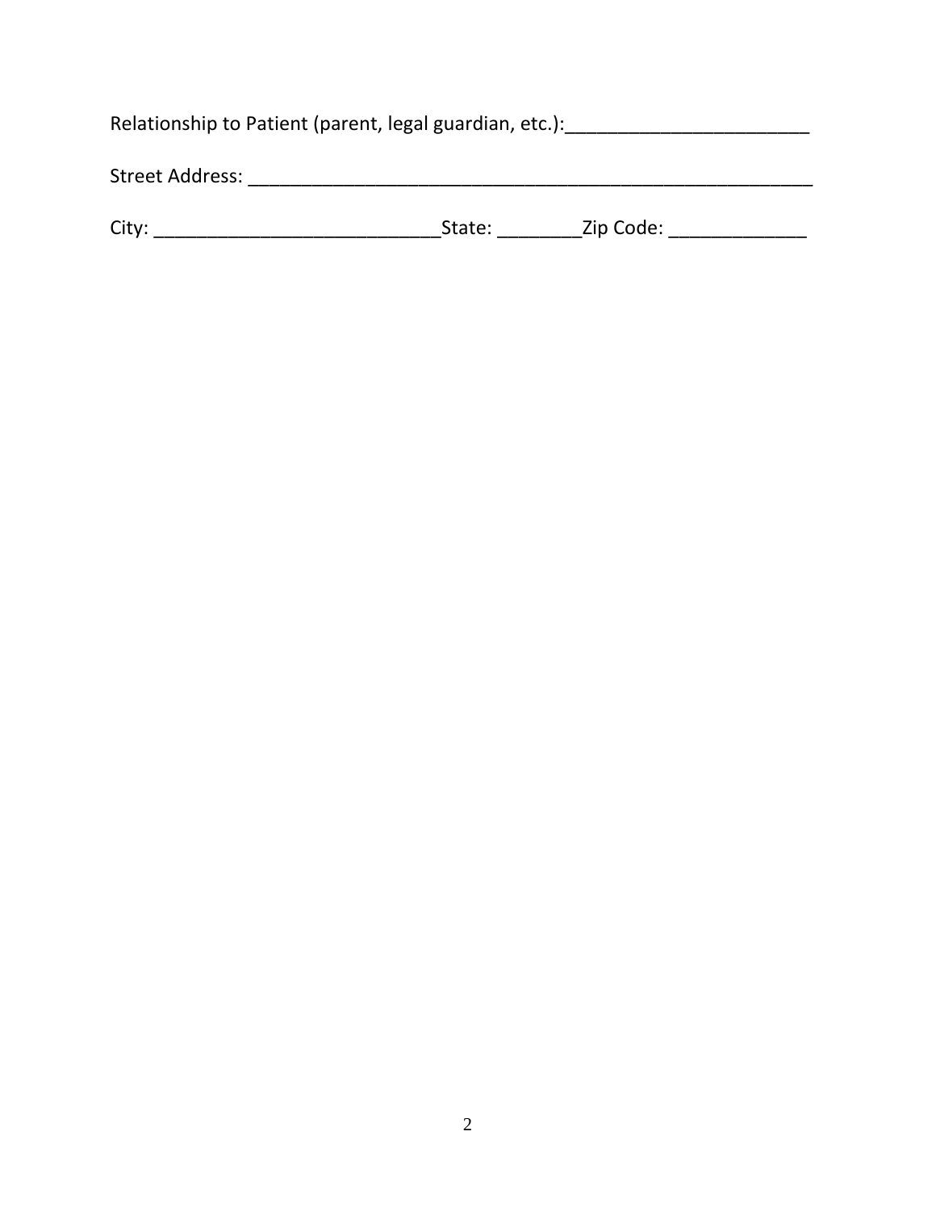Relationship to Patient (parent, legal guardian, etc.):_______________________

Street Address: ______________________________________________________

City: ___________________________State: ________Zip Code: _____________